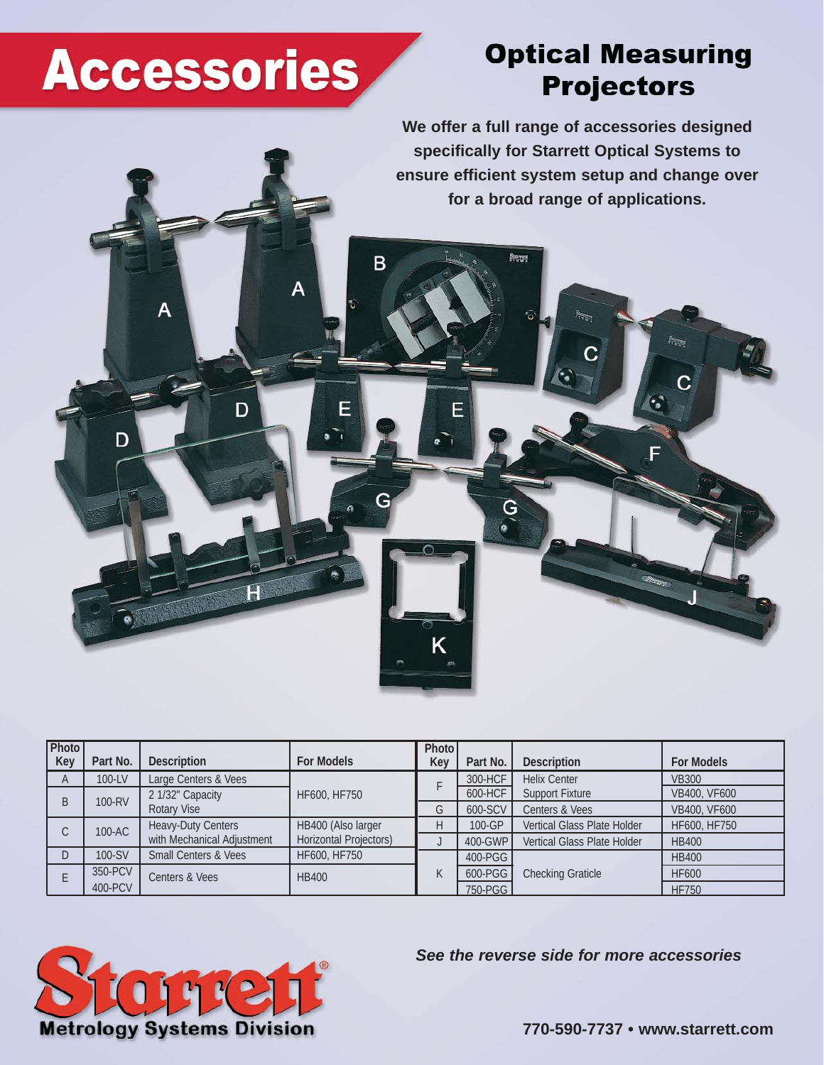# Accessories

## Optical Measuring Projectors

**We offer a full range of accessories designed specifically for Starrett Optical Systems to ensure efficient system setup and change over for a broad range of applications.**

| Photo Key | Part No. | Description | For Models |
|---|---|---|---|
| A | 100-LV | Large Centers & Vees | HF600, HF750 |
| B | 100-RV | 2 1/32" Capacity Rotary Vise | HF600, HF750 |
| C | 100-AC | Heavy-Duty Centers with Mechanical Adjustment | HB400 (Also larger Horizontal Projectors) |
| D | 100-SV | Small Centers & Vees | HF600, HF750 |
| E | 350-PCV<br>400-PCV | Centers & Vees | HB400 |

| Photo Key | Part No. | Description | For Models |
|---|---|---|---|
| F | 300-HCF | Helix Center | VB300 |
| | 600-HCF | Support Fixture | VB400, VF600 |
| G | 600-SCV | Centers & Vees | VB400, VF600 |
| H | 100-GP | Vertical Glass Plate Holder | HF600, HF750 |
| J | 400-GWP | Vertical Glass Plate Holder | HB400 |
| K | 400-PGG | Checking Graticle | HB400 |
| | 600-PGG | | HF600 |
| | 750-PGG | | HF750 |

***See the reverse side for more accessories***

**Starrett®**
**Metrology Systems Division**

**770-590-7737 • www.starrett.com**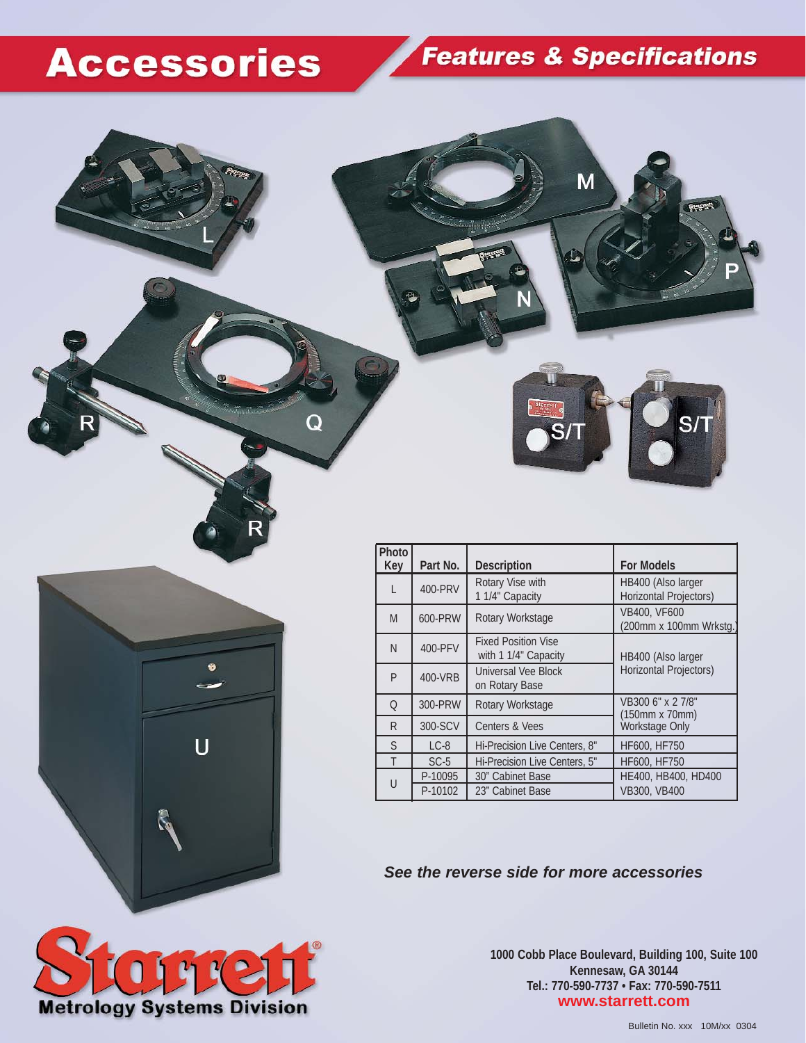# Accessories

## Features & Specifications

| Photo Key | Part No. | Description | For Models |
|---|---|---|---|
| L | 400-PRV | Rotary Vise with 1 1/4" Capacity | HB400 (Also larger Horizontal Projectors) |
| M | 600-PRW | Rotary Workstage | VB400, VF600 (200mm x 100mm Wrkstg.) |
| N | 400-PFV | Fixed Position Vise with 1 1/4" Capacity | HB400 (Also larger Horizontal Projectors) |
| P | 400-VRB | Universal Vee Block on Rotary Base | |
| Q | 300-PRW | Rotary Workstage | VB300 6" x 2 7/8" (150mm x 70mm) Workstage Only |
| R | 300-SCV | Centers & Vees | |
| S | LC-8 | Hi-Precision Live Centers, 8" | HF600, HF750 |
| T | SC-5 | Hi-Precision Live Centers, 5" | HF600, HF750 |
| U | P-10095 | 30" Cabinet Base | HE400, HB400, HD400 VB300, VB400 |
| | P-10102 | 23" Cabinet Base | |

***See the reverse side for more accessories***

Starrett®
Metrology Systems Division

**1000 Cobb Place Boulevard, Building 100, Suite 100**
**Kennesaw, GA 30144**
**Tel.: 770-590-7737 • Fax: 770-590-7511**
**www.starrett.com**

Bulletin No. xxx 10M/xx 0304